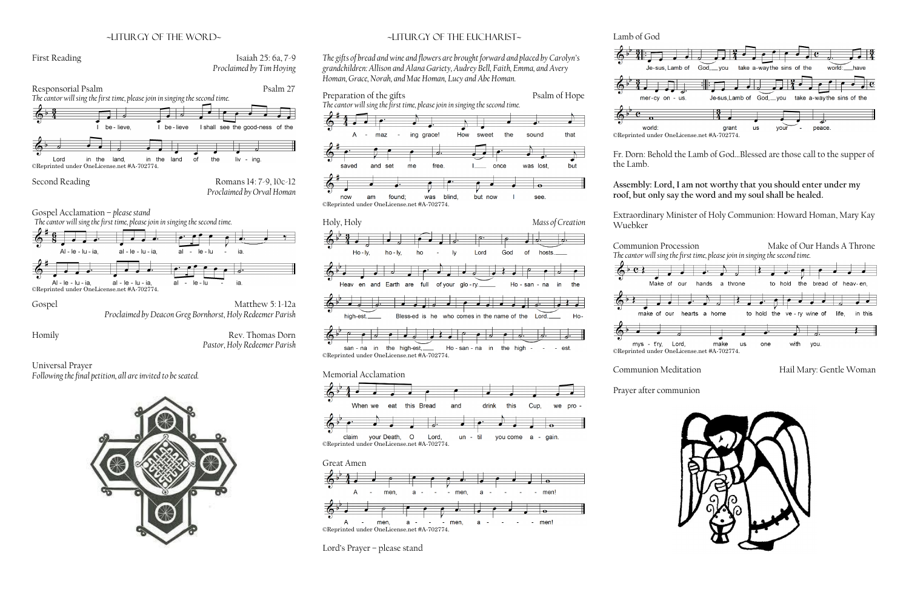## ~LITURGY OF THE WORD~

First Reading — Isaiah 25: 6a, 7-9
*Proclaimed by Tim Hoying*

Responsorial Psalm — Psalm 27
*The cantor will sing the first time, please join in singing the second time.*

I believe, I believe I shall see the good-ness of the Lord in the land, in the land of the liv-ing.

©Reprinted under OneLicense.net #A-702774.

Second Reading — Romans 14: 7-9, 10c-12
*Proclaimed by Orval Homan*

Gospel Acclamation – *please stand*
*The cantor will sing the first time, please join in singing the second time.*

Al-le-lu-ia, al-le-lu-ia, al-le-lu-ia. Al-le-lu-ia, al-le-lu-ia, al-le-lu-ia.

©Reprinted under OneLicense.net #A-702774.

Gospel — Matthew 5: 1-12a
*Proclaimed by Deacon Greg Bornhorst, Holy Redeemer Parish*

Homily — Rev. Thomas Dorn
*Pastor, Holy Redeemer Parish*

Universal Prayer
*Following the final petition, all are invited to be seated.*

## ~LITURGY OF THE EUCHARIST~

*The gifts of bread and wine and flowers are brought forward and placed by Carolyn's grandchildren: Allison and Alana Gariety, Audrey Bell, Faith, Emma, and Avery Homan, Grace, Norah, and Mae Homan, Lucy and Abe Homan.*

Preparation of the gifts — Psalm of Hope
*The cantor will sing the first time, please join in singing the second time.*

A-maz-ing grace! How sweet the sound that saved and set me free. I once was lost, but now am found; was blind, but now I see.

©Reprinted under OneLicense.net #A-702774.

Holy, Holy — *Mass of Creation*

Ho-ly, ho-ly, ho-ly Lord God of hosts. Heav-en and Earth are full of your glo-ry. Ho-san-na in the high-est. Bless-ed is he who comes in the name of the Lord. Ho-san-na in the high-est, Ho-san-na in the high-est.

©Reprinted under OneLicense.net #A-702774.

Memorial Acclamation

When we eat this Bread and drink this Cup, we pro-claim your Death, O Lord, un-til you come a-gain.

©Reprinted under OneLicense.net #A-702774.

Great Amen

A-men, a-men, a-men! A-men, a-men, a-men!

©Reprinted under OneLicense.net #A-702774.

Lord's Prayer – please stand

Lamb of God

Je-sus, Lamb of God, you take a-way the sins of the world: have mer-cy on us. Je-sus, Lamb of God, you take a-way the sins of the world: grant us your peace.

©Reprinted under OneLicense.net #A-702774.

Fr. Dorn: Behold the Lamb of God…Blessed are those call to the supper of the Lamb.

**Assembly: Lord, I am not worthy that you should enter under my roof, but only say the word and my soul shall be healed.**

Extraordinary Minister of Holy Communion: Howard Homan, Mary Kay Wuebker

Communion Procession — Make of Our Hands A Throne
*The cantor will sing the first time, please join in singing the second time.*

Make of our hands a throne to hold the bread of heav-en, make of our hearts a home to hold the ve-ry wine of life, in this mys-t'ry, Lord, make us one with you.

©Reprinted under OneLicense.net #A-702774.

Communion Meditation — Hail Mary: Gentle Woman

Prayer after communion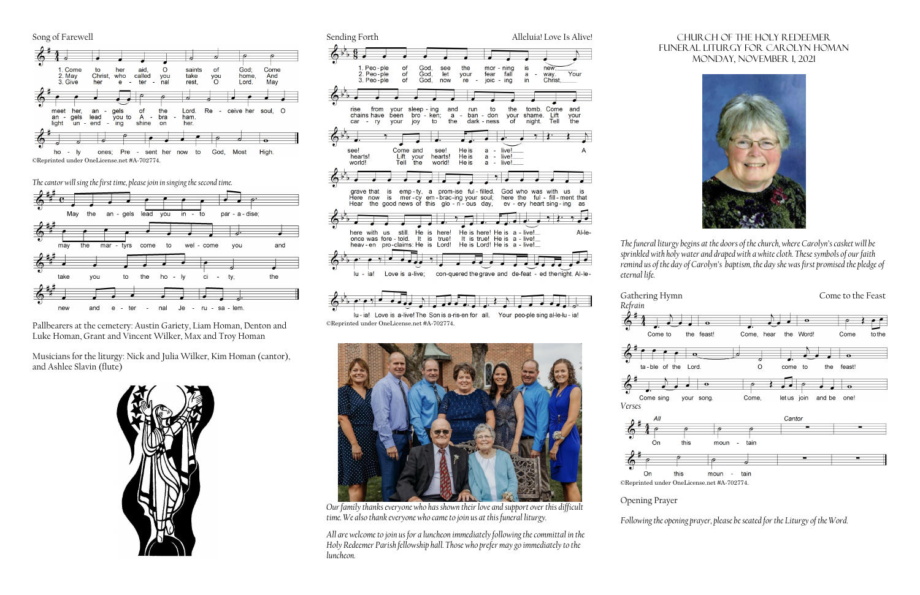Song of Farewell

©Reprinted under OneLicense.net #A-702774.

*The cantor will sing the first time, please join in singing the second time.*

Pallbearers at the cemetery: Austin Gariety, Liam Homan, Denton and Luke Homan, Grant and Vincent Wilker, Max and Troy Homan

Musicians for the liturgy: Nick and Julia Wilker, Kim Homan (cantor), and Ashlee Slavin (flute)

Sending Forth — Alleluia! Love Is Alive!

©Reprinted under OneLicense.net #A-702774.

*Our family thanks everyone who has shown their love and support over this difficult time. We also thank everyone who came to join us at this funeral liturgy.*

*All are welcome to join us for a luncheon immediately following the committal in the Holy Redeemer Parish fellowship hall. Those who prefer may go immediately to the luncheon.*

# Church of the Holy Redeemer
## Funeral Liturgy for Carolyn Homan
## Monday, November 1, 2021

*The funeral liturgy begins at the doors of the church, where Carolyn's casket will be sprinkled with holy water and draped with a white cloth. These symbols of our faith remind us of the day of Carolyn's baptism, the day she was first promised the pledge of eternal life.*

Gathering Hymn — Come to the Feast

©Reprinted under OneLicense.net #A-702774.

Opening Prayer

*Following the opening prayer, please be seated for the Liturgy of the Word.*